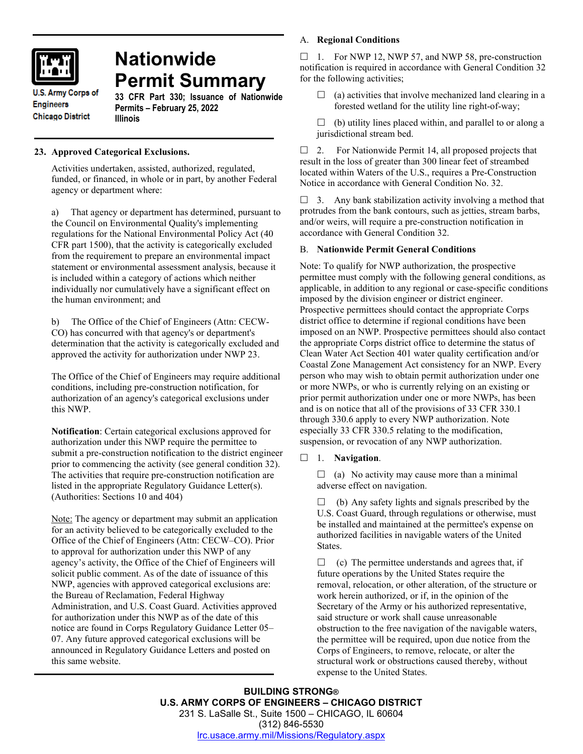U.S. Army Corps of Engineers
Chicago District

# Nationwide Permit Summary

**33 CFR Part 330; Issuance of Nationwide Permits – February 25, 2022**
**Illinois**

## 23. Approved Categorical Exclusions.

Activities undertaken, assisted, authorized, regulated, funded, or financed, in whole or in part, by another Federal agency or department where:

a) That agency or department has determined, pursuant to the Council on Environmental Quality's implementing regulations for the National Environmental Policy Act (40 CFR part 1500), that the activity is categorically excluded from the requirement to prepare an environmental impact statement or environmental assessment analysis, because it is included within a category of actions which neither individually nor cumulatively have a significant effect on the human environment; and

b) The Office of the Chief of Engineers (Attn: CECW-CO) has concurred with that agency's or department's determination that the activity is categorically excluded and approved the activity for authorization under NWP 23.

The Office of the Chief of Engineers may require additional conditions, including pre-construction notification, for authorization of an agency's categorical exclusions under this NWP.

**Notification**: Certain categorical exclusions approved for authorization under this NWP require the permittee to submit a pre-construction notification to the district engineer prior to commencing the activity (see general condition 32). The activities that require pre-construction notification are listed in the appropriate Regulatory Guidance Letter(s). (Authorities: Sections 10 and 404)

Note: The agency or department may submit an application for an activity believed to be categorically excluded to the Office of the Chief of Engineers (Attn: CECW–CO). Prior to approval for authorization under this NWP of any agency's activity, the Office of the Chief of Engineers will solicit public comment. As of the date of issuance of this NWP, agencies with approved categorical exclusions are: the Bureau of Reclamation, Federal Highway Administration, and U.S. Coast Guard. Activities approved for authorization under this NWP as of the date of this notice are found in Corps Regulatory Guidance Letter 05–07. Any future approved categorical exclusions will be announced in Regulatory Guidance Letters and posted on this same website.

### A. Regional Conditions

☐ 1. For NWP 12, NWP 57, and NWP 58, pre-construction notification is required in accordance with General Condition 32 for the following activities;

- ☐ (a) activities that involve mechanized land clearing in a forested wetland for the utility line right-of-way;
- ☐ (b) utility lines placed within, and parallel to or along a jurisdictional stream bed.

☐ 2. For Nationwide Permit 14, all proposed projects that result in the loss of greater than 300 linear feet of streambed located within Waters of the U.S., requires a Pre-Construction Notice in accordance with General Condition No. 32.

☐ 3. Any bank stabilization activity involving a method that protrudes from the bank contours, such as jetties, stream barbs, and/or weirs, will require a pre-construction notification in accordance with General Condition 32.

### B. Nationwide Permit General Conditions

Note: To qualify for NWP authorization, the prospective permittee must comply with the following general conditions, as applicable, in addition to any regional or case-specific conditions imposed by the division engineer or district engineer. Prospective permittees should contact the appropriate Corps district office to determine if regional conditions have been imposed on an NWP. Prospective permittees should also contact the appropriate Corps district office to determine the status of Clean Water Act Section 401 water quality certification and/or Coastal Zone Management Act consistency for an NWP. Every person who may wish to obtain permit authorization under one or more NWPs, or who is currently relying on an existing or prior permit authorization under one or more NWPs, has been and is on notice that all of the provisions of 33 CFR 330.1 through 330.6 apply to every NWP authorization. Note especially 33 CFR 330.5 relating to the modification, suspension, or revocation of any NWP authorization.

☐ 1. **Navigation**.

- ☐ (a) No activity may cause more than a minimal adverse effect on navigation.
- ☐ (b) Any safety lights and signals prescribed by the U.S. Coast Guard, through regulations or otherwise, must be installed and maintained at the permittee's expense on authorized facilities in navigable waters of the United States.
- ☐ (c) The permittee understands and agrees that, if future operations by the United States require the removal, relocation, or other alteration, of the structure or work herein authorized, or if, in the opinion of the Secretary of the Army or his authorized representative, said structure or work shall cause unreasonable obstruction to the free navigation of the navigable waters, the permittee will be required, upon due notice from the Corps of Engineers, to remove, relocate, or alter the structural work or obstructions caused thereby, without expense to the United States.

**BUILDING STRONG®**
**U.S. ARMY CORPS OF ENGINEERS – CHICAGO DISTRICT**
231 S. LaSalle St., Suite 1500 – CHICAGO, IL 60604
(312) 846-5530
lrc.usace.army.mil/Missions/Regulatory.aspx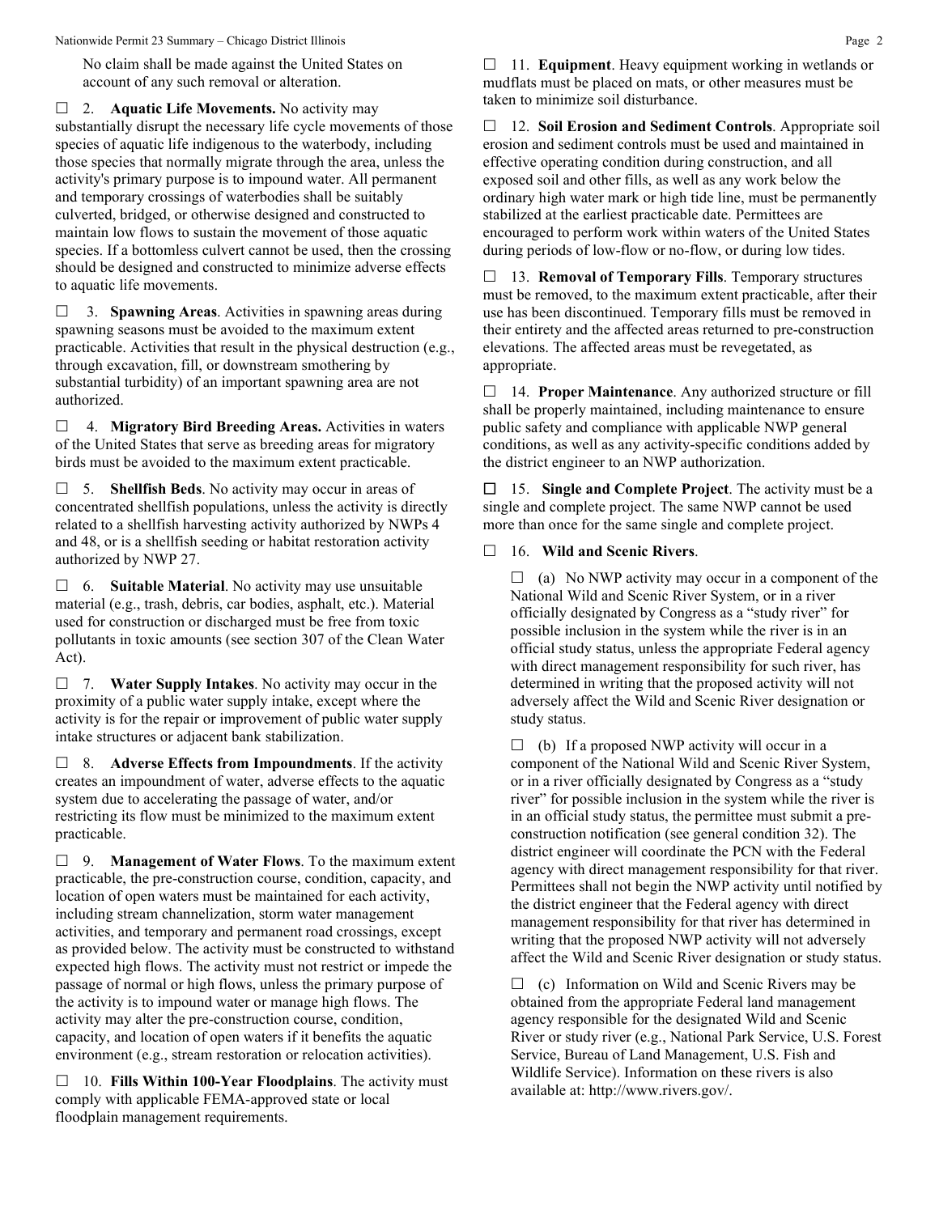No claim shall be made against the United States on account of any such removal or alteration.

☐ 2. **Aquatic Life Movements.** No activity may substantially disrupt the necessary life cycle movements of those species of aquatic life indigenous to the waterbody, including those species that normally migrate through the area, unless the activity's primary purpose is to impound water. All permanent and temporary crossings of waterbodies shall be suitably culverted, bridged, or otherwise designed and constructed to maintain low flows to sustain the movement of those aquatic species. If a bottomless culvert cannot be used, then the crossing should be designed and constructed to minimize adverse effects to aquatic life movements.

☐ 3. **Spawning Areas**. Activities in spawning areas during spawning seasons must be avoided to the maximum extent practicable. Activities that result in the physical destruction (e.g., through excavation, fill, or downstream smothering by substantial turbidity) of an important spawning area are not authorized.

☐ 4. **Migratory Bird Breeding Areas.** Activities in waters of the United States that serve as breeding areas for migratory birds must be avoided to the maximum extent practicable.

☐ 5. **Shellfish Beds**. No activity may occur in areas of concentrated shellfish populations, unless the activity is directly related to a shellfish harvesting activity authorized by NWPs 4 and 48, or is a shellfish seeding or habitat restoration activity authorized by NWP 27.

☐ 6. **Suitable Material**. No activity may use unsuitable material (e.g., trash, debris, car bodies, asphalt, etc.). Material used for construction or discharged must be free from toxic pollutants in toxic amounts (see section 307 of the Clean Water Act).

☐ 7. **Water Supply Intakes**. No activity may occur in the proximity of a public water supply intake, except where the activity is for the repair or improvement of public water supply intake structures or adjacent bank stabilization.

☐ 8. **Adverse Effects from Impoundments**. If the activity creates an impoundment of water, adverse effects to the aquatic system due to accelerating the passage of water, and/or restricting its flow must be minimized to the maximum extent practicable.

☐ 9. **Management of Water Flows**. To the maximum extent practicable, the pre-construction course, condition, capacity, and location of open waters must be maintained for each activity, including stream channelization, storm water management activities, and temporary and permanent road crossings, except as provided below. The activity must be constructed to withstand expected high flows. The activity must not restrict or impede the passage of normal or high flows, unless the primary purpose of the activity is to impound water or manage high flows. The activity may alter the pre-construction course, condition, capacity, and location of open waters if it benefits the aquatic environment (e.g., stream restoration or relocation activities).

☐ 10. **Fills Within 100-Year Floodplains**. The activity must comply with applicable FEMA-approved state or local floodplain management requirements.

☐ 11. **Equipment**. Heavy equipment working in wetlands or mudflats must be placed on mats, or other measures must be taken to minimize soil disturbance.

☐ 12. **Soil Erosion and Sediment Controls**. Appropriate soil erosion and sediment controls must be used and maintained in effective operating condition during construction, and all exposed soil and other fills, as well as any work below the ordinary high water mark or high tide line, must be permanently stabilized at the earliest practicable date. Permittees are encouraged to perform work within waters of the United States during periods of low-flow or no-flow, or during low tides.

☐ 13. **Removal of Temporary Fills**. Temporary structures must be removed, to the maximum extent practicable, after their use has been discontinued. Temporary fills must be removed in their entirety and the affected areas returned to pre-construction elevations. The affected areas must be revegetated, as appropriate.

☐ 14. **Proper Maintenance**. Any authorized structure or fill shall be properly maintained, including maintenance to ensure public safety and compliance with applicable NWP general conditions, as well as any activity-specific conditions added by the district engineer to an NWP authorization.

☐ 15. **Single and Complete Project**. The activity must be a single and complete project. The same NWP cannot be used more than once for the same single and complete project.

☐ 16. **Wild and Scenic Rivers**.

☐ (a) No NWP activity may occur in a component of the National Wild and Scenic River System, or in a river officially designated by Congress as a "study river" for possible inclusion in the system while the river is in an official study status, unless the appropriate Federal agency with direct management responsibility for such river, has determined in writing that the proposed activity will not adversely affect the Wild and Scenic River designation or study status.

☐ (b) If a proposed NWP activity will occur in a component of the National Wild and Scenic River System, or in a river officially designated by Congress as a "study river" for possible inclusion in the system while the river is in an official study status, the permittee must submit a pre-construction notification (see general condition 32). The district engineer will coordinate the PCN with the Federal agency with direct management responsibility for that river. Permittees shall not begin the NWP activity until notified by the district engineer that the Federal agency with direct management responsibility for that river has determined in writing that the proposed NWP activity will not adversely affect the Wild and Scenic River designation or study status.

☐ (c) Information on Wild and Scenic Rivers may be obtained from the appropriate Federal land management agency responsible for the designated Wild and Scenic River or study river (e.g., National Park Service, U.S. Forest Service, Bureau of Land Management, U.S. Fish and Wildlife Service). Information on these rivers is also available at: http://www.rivers.gov/.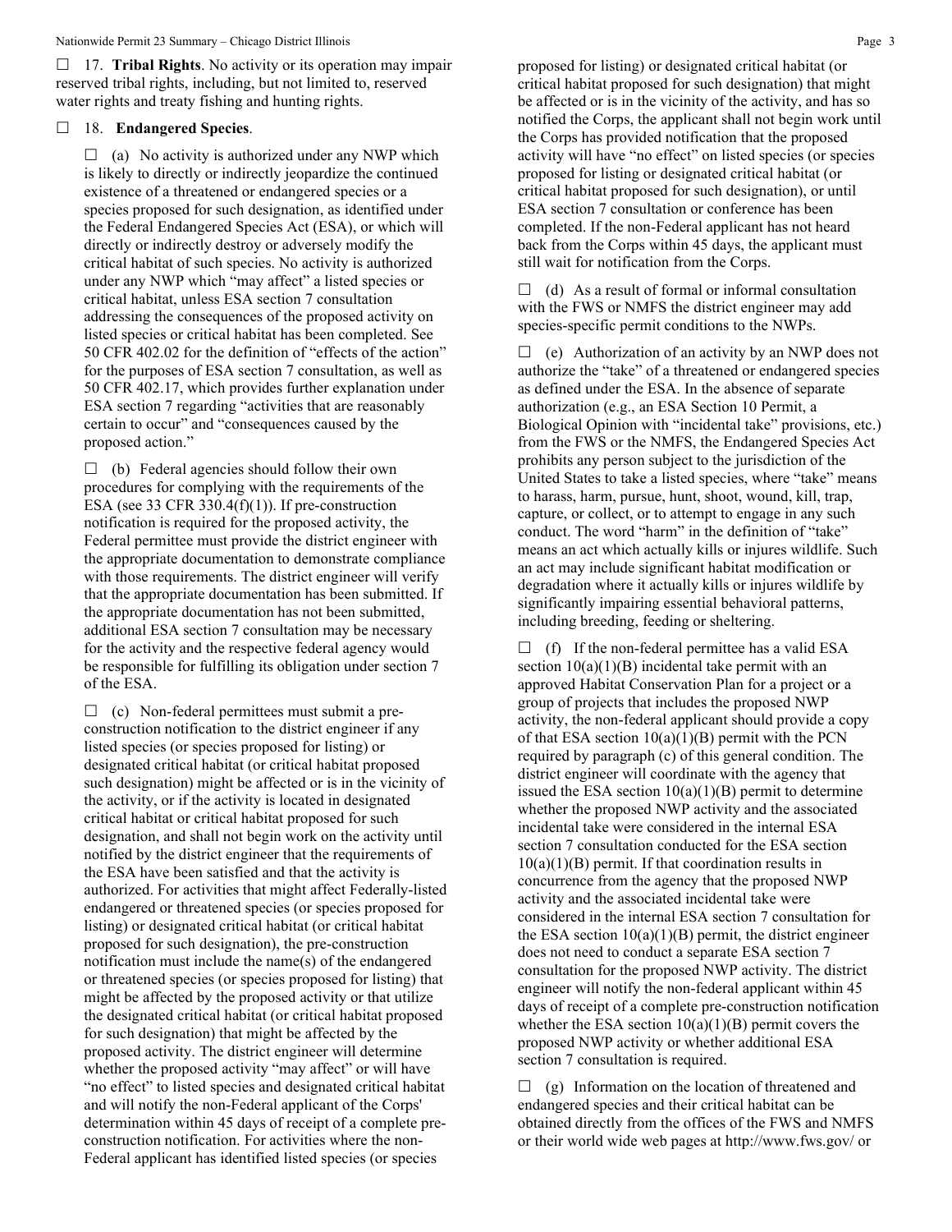☐ 17. **Tribal Rights**. No activity or its operation may impair reserved tribal rights, including, but not limited to, reserved water rights and treaty fishing and hunting rights.

☐ 18. **Endangered Species**.

☐ (a) No activity is authorized under any NWP which is likely to directly or indirectly jeopardize the continued existence of a threatened or endangered species or a species proposed for such designation, as identified under the Federal Endangered Species Act (ESA), or which will directly or indirectly destroy or adversely modify the critical habitat of such species. No activity is authorized under any NWP which "may affect" a listed species or critical habitat, unless ESA section 7 consultation addressing the consequences of the proposed activity on listed species or critical habitat has been completed. See 50 CFR 402.02 for the definition of "effects of the action" for the purposes of ESA section 7 consultation, as well as 50 CFR 402.17, which provides further explanation under ESA section 7 regarding "activities that are reasonably certain to occur" and "consequences caused by the proposed action."

☐ (b) Federal agencies should follow their own procedures for complying with the requirements of the ESA (see 33 CFR 330.4(f)(1)). If pre-construction notification is required for the proposed activity, the Federal permittee must provide the district engineer with the appropriate documentation to demonstrate compliance with those requirements. The district engineer will verify that the appropriate documentation has been submitted. If the appropriate documentation has not been submitted, additional ESA section 7 consultation may be necessary for the activity and the respective federal agency would be responsible for fulfilling its obligation under section 7 of the ESA.

☐ (c) Non-federal permittees must submit a pre-construction notification to the district engineer if any listed species (or species proposed for listing) or designated critical habitat (or critical habitat proposed such designation) might be affected or is in the vicinity of the activity, or if the activity is located in designated critical habitat or critical habitat proposed for such designation, and shall not begin work on the activity until notified by the district engineer that the requirements of the ESA have been satisfied and that the activity is authorized. For activities that might affect Federally-listed endangered or threatened species (or species proposed for listing) or designated critical habitat (or critical habitat proposed for such designation), the pre-construction notification must include the name(s) of the endangered or threatened species (or species proposed for listing) that might be affected by the proposed activity or that utilize the designated critical habitat (or critical habitat proposed for such designation) that might be affected by the proposed activity. The district engineer will determine whether the proposed activity "may affect" or will have "no effect" to listed species and designated critical habitat and will notify the non-Federal applicant of the Corps' determination within 45 days of receipt of a complete pre-construction notification. For activities where the non-Federal applicant has identified listed species (or species proposed for listing) or designated critical habitat (or critical habitat proposed for such designation) that might be affected or is in the vicinity of the activity, and has so notified the Corps, the applicant shall not begin work until the Corps has provided notification that the proposed activity will have "no effect" on listed species (or species proposed for listing or designated critical habitat (or critical habitat proposed for such designation), or until ESA section 7 consultation or conference has been completed. If the non-Federal applicant has not heard back from the Corps within 45 days, the applicant must still wait for notification from the Corps.

☐ (d) As a result of formal or informal consultation with the FWS or NMFS the district engineer may add species-specific permit conditions to the NWPs.

☐ (e) Authorization of an activity by an NWP does not authorize the "take" of a threatened or endangered species as defined under the ESA. In the absence of separate authorization (e.g., an ESA Section 10 Permit, a Biological Opinion with "incidental take" provisions, etc.) from the FWS or the NMFS, the Endangered Species Act prohibits any person subject to the jurisdiction of the United States to take a listed species, where "take" means to harass, harm, pursue, hunt, shoot, wound, kill, trap, capture, or collect, or to attempt to engage in any such conduct. The word "harm" in the definition of "take" means an act which actually kills or injures wildlife. Such an act may include significant habitat modification or degradation where it actually kills or injures wildlife by significantly impairing essential behavioral patterns, including breeding, feeding or sheltering.

☐ (f) If the non-federal permittee has a valid ESA section 10(a)(1)(B) incidental take permit with an approved Habitat Conservation Plan for a project or a group of projects that includes the proposed NWP activity, the non-federal applicant should provide a copy of that ESA section 10(a)(1)(B) permit with the PCN required by paragraph (c) of this general condition. The district engineer will coordinate with the agency that issued the ESA section 10(a)(1)(B) permit to determine whether the proposed NWP activity and the associated incidental take were considered in the internal ESA section 7 consultation conducted for the ESA section 10(a)(1)(B) permit. If that coordination results in concurrence from the agency that the proposed NWP activity and the associated incidental take were considered in the internal ESA section 7 consultation for the ESA section 10(a)(1)(B) permit, the district engineer does not need to conduct a separate ESA section 7 consultation for the proposed NWP activity. The district engineer will notify the non-federal applicant within 45 days of receipt of a complete pre-construction notification whether the ESA section 10(a)(1)(B) permit covers the proposed NWP activity or whether additional ESA section 7 consultation is required.

☐ (g) Information on the location of threatened and endangered species and their critical habitat can be obtained directly from the offices of the FWS and NMFS or their world wide web pages at http://www.fws.gov/ or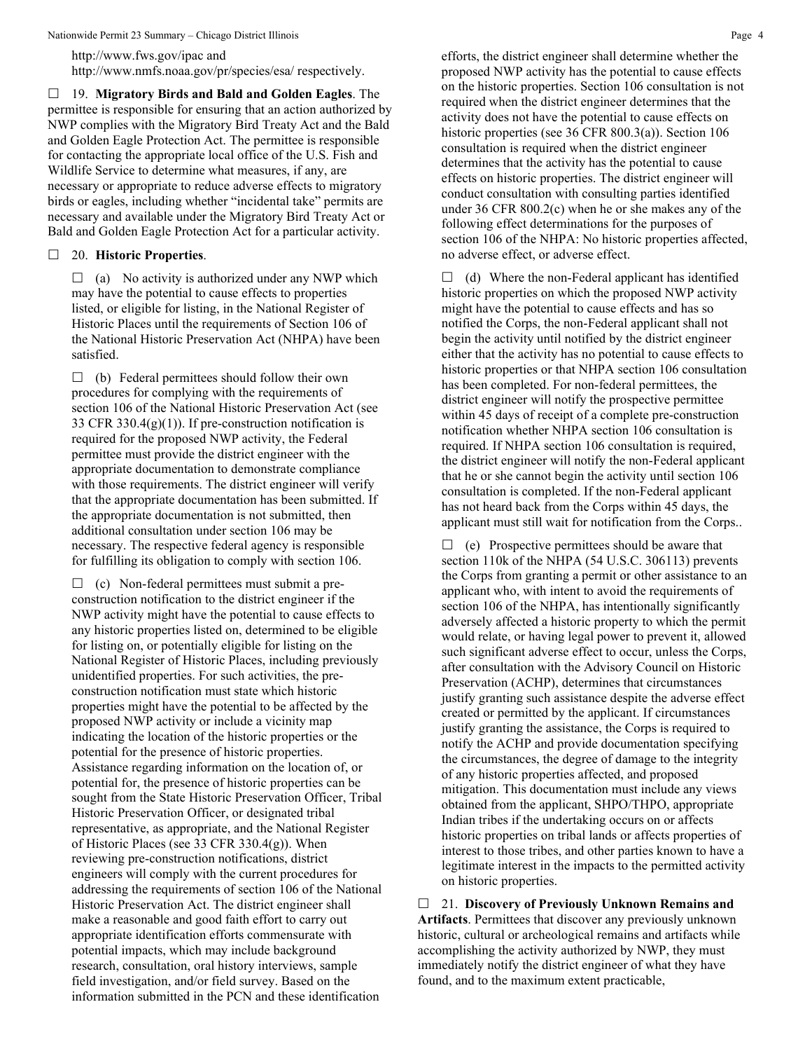http://www.fws.gov/ipac and http://www.nmfs.noaa.gov/pr/species/esa/ respectively.

☐ 19. **Migratory Birds and Bald and Golden Eagles**. The permittee is responsible for ensuring that an action authorized by NWP complies with the Migratory Bird Treaty Act and the Bald and Golden Eagle Protection Act. The permittee is responsible for contacting the appropriate local office of the U.S. Fish and Wildlife Service to determine what measures, if any, are necessary or appropriate to reduce adverse effects to migratory birds or eagles, including whether "incidental take" permits are necessary and available under the Migratory Bird Treaty Act or Bald and Golden Eagle Protection Act for a particular activity.

☐ 20. **Historic Properties**.

☐ (a) No activity is authorized under any NWP which may have the potential to cause effects to properties listed, or eligible for listing, in the National Register of Historic Places until the requirements of Section 106 of the National Historic Preservation Act (NHPA) have been satisfied.

☐ (b) Federal permittees should follow their own procedures for complying with the requirements of section 106 of the National Historic Preservation Act (see 33 CFR 330.4(g)(1)). If pre-construction notification is required for the proposed NWP activity, the Federal permittee must provide the district engineer with the appropriate documentation to demonstrate compliance with those requirements. The district engineer will verify that the appropriate documentation has been submitted. If the appropriate documentation is not submitted, then additional consultation under section 106 may be necessary. The respective federal agency is responsible for fulfilling its obligation to comply with section 106.

☐ (c) Non-federal permittees must submit a pre-construction notification to the district engineer if the NWP activity might have the potential to cause effects to any historic properties listed on, determined to be eligible for listing on, or potentially eligible for listing on the National Register of Historic Places, including previously unidentified properties. For such activities, the pre-construction notification must state which historic properties might have the potential to be affected by the proposed NWP activity or include a vicinity map indicating the location of the historic properties or the potential for the presence of historic properties. Assistance regarding information on the location of, or potential for, the presence of historic properties can be sought from the State Historic Preservation Officer, Tribal Historic Preservation Officer, or designated tribal representative, as appropriate, and the National Register of Historic Places (see 33 CFR 330.4(g)). When reviewing pre-construction notifications, district engineers will comply with the current procedures for addressing the requirements of section 106 of the National Historic Preservation Act. The district engineer shall make a reasonable and good faith effort to carry out appropriate identification efforts commensurate with potential impacts, which may include background research, consultation, oral history interviews, sample field investigation, and/or field survey. Based on the information submitted in the PCN and these identification efforts, the district engineer shall determine whether the proposed NWP activity has the potential to cause effects on the historic properties. Section 106 consultation is not required when the district engineer determines that the activity does not have the potential to cause effects on historic properties (see 36 CFR 800.3(a)). Section 106 consultation is required when the district engineer determines that the activity has the potential to cause effects on historic properties. The district engineer will conduct consultation with consulting parties identified under 36 CFR 800.2(c) when he or she makes any of the following effect determinations for the purposes of section 106 of the NHPA: No historic properties affected, no adverse effect, or adverse effect.

☐ (d) Where the non-Federal applicant has identified historic properties on which the proposed NWP activity might have the potential to cause effects and has so notified the Corps, the non-Federal applicant shall not begin the activity until notified by the district engineer either that the activity has no potential to cause effects to historic properties or that NHPA section 106 consultation has been completed. For non-federal permittees, the district engineer will notify the prospective permittee within 45 days of receipt of a complete pre-construction notification whether NHPA section 106 consultation is required. If NHPA section 106 consultation is required, the district engineer will notify the non-Federal applicant that he or she cannot begin the activity until section 106 consultation is completed. If the non-Federal applicant has not heard back from the Corps within 45 days, the applicant must still wait for notification from the Corps..

☐ (e) Prospective permittees should be aware that section 110k of the NHPA (54 U.S.C. 306113) prevents the Corps from granting a permit or other assistance to an applicant who, with intent to avoid the requirements of section 106 of the NHPA, has intentionally significantly adversely affected a historic property to which the permit would relate, or having legal power to prevent it, allowed such significant adverse effect to occur, unless the Corps, after consultation with the Advisory Council on Historic Preservation (ACHP), determines that circumstances justify granting such assistance despite the adverse effect created or permitted by the applicant. If circumstances justify granting the assistance, the Corps is required to notify the ACHP and provide documentation specifying the circumstances, the degree of damage to the integrity of any historic properties affected, and proposed mitigation. This documentation must include any views obtained from the applicant, SHPO/THPO, appropriate Indian tribes if the undertaking occurs on or affects historic properties on tribal lands or affects properties of interest to those tribes, and other parties known to have a legitimate interest in the impacts to the permitted activity on historic properties.

☐ 21. **Discovery of Previously Unknown Remains and Artifacts**. Permittees that discover any previously unknown historic, cultural or archeological remains and artifacts while accomplishing the activity authorized by NWP, they must immediately notify the district engineer of what they have found, and to the maximum extent practicable,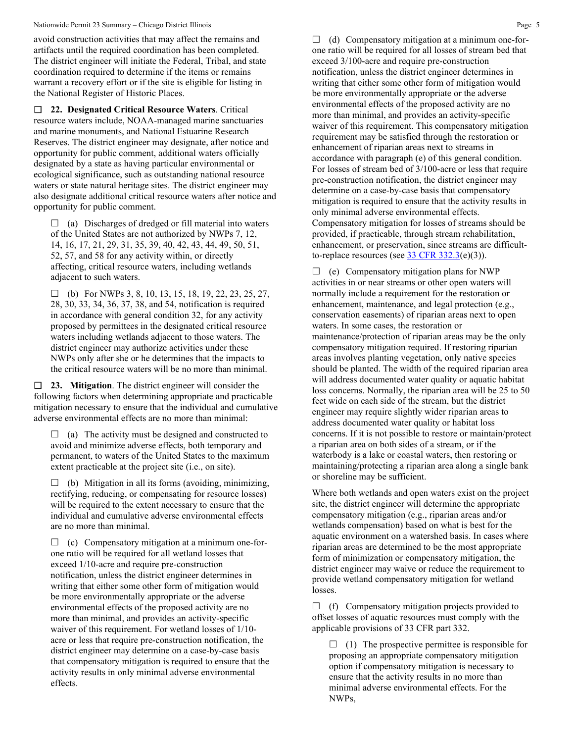avoid construction activities that may affect the remains and artifacts until the required coordination has been completed. The district engineer will initiate the Federal, Tribal, and state coordination required to determine if the items or remains warrant a recovery effort or if the site is eligible for listing in the National Register of Historic Places.

☐ **22. Designated Critical Resource Waters**. Critical resource waters include, NOAA-managed marine sanctuaries and marine monuments, and National Estuarine Research Reserves. The district engineer may designate, after notice and opportunity for public comment, additional waters officially designated by a state as having particular environmental or ecological significance, such as outstanding national resource waters or state natural heritage sites. The district engineer may also designate additional critical resource waters after notice and opportunity for public comment.

☐ (a) Discharges of dredged or fill material into waters of the United States are not authorized by NWPs 7, 12, 14, 16, 17, 21, 29, 31, 35, 39, 40, 42, 43, 44, 49, 50, 51, 52, 57, and 58 for any activity within, or directly affecting, critical resource waters, including wetlands adjacent to such waters.

☐ (b) For NWPs 3, 8, 10, 13, 15, 18, 19, 22, 23, 25, 27, 28, 30, 33, 34, 36, 37, 38, and 54, notification is required in accordance with general condition 32, for any activity proposed by permittees in the designated critical resource waters including wetlands adjacent to those waters. The district engineer may authorize activities under these NWPs only after she or he determines that the impacts to the critical resource waters will be no more than minimal.

☐ **23. Mitigation**. The district engineer will consider the following factors when determining appropriate and practicable mitigation necessary to ensure that the individual and cumulative adverse environmental effects are no more than minimal:

☐ (a) The activity must be designed and constructed to avoid and minimize adverse effects, both temporary and permanent, to waters of the United States to the maximum extent practicable at the project site (i.e., on site).

☐ (b) Mitigation in all its forms (avoiding, minimizing, rectifying, reducing, or compensating for resource losses) will be required to the extent necessary to ensure that the individual and cumulative adverse environmental effects are no more than minimal.

☐ (c) Compensatory mitigation at a minimum one-for-one ratio will be required for all wetland losses that exceed 1/10-acre and require pre-construction notification, unless the district engineer determines in writing that either some other form of mitigation would be more environmentally appropriate or the adverse environmental effects of the proposed activity are no more than minimal, and provides an activity-specific waiver of this requirement. For wetland losses of 1/10-acre or less that require pre-construction notification, the district engineer may determine on a case-by-case basis that compensatory mitigation is required to ensure that the activity results in only minimal adverse environmental effects.

☐ (d) Compensatory mitigation at a minimum one-for-one ratio will be required for all losses of stream bed that exceed 3/100-acre and require pre-construction notification, unless the district engineer determines in writing that either some other form of mitigation would be more environmentally appropriate or the adverse environmental effects of the proposed activity are no more than minimal, and provides an activity-specific waiver of this requirement. This compensatory mitigation requirement may be satisfied through the restoration or enhancement of riparian areas next to streams in accordance with paragraph (e) of this general condition. For losses of stream bed of 3/100-acre or less that require pre-construction notification, the district engineer may determine on a case-by-case basis that compensatory mitigation is required to ensure that the activity results in only minimal adverse environmental effects. Compensatory mitigation for losses of streams should be provided, if practicable, through stream rehabilitation, enhancement, or preservation, since streams are difficult-to-replace resources (see [33 CFR 332.3](e)(3)).

☐ (e) Compensatory mitigation plans for NWP activities in or near streams or other open waters will normally include a requirement for the restoration or enhancement, maintenance, and legal protection (e.g., conservation easements) of riparian areas next to open waters. In some cases, the restoration or maintenance/protection of riparian areas may be the only compensatory mitigation required. If restoring riparian areas involves planting vegetation, only native species should be planted. The width of the required riparian area will address documented water quality or aquatic habitat loss concerns. Normally, the riparian area will be 25 to 50 feet wide on each side of the stream, but the district engineer may require slightly wider riparian areas to address documented water quality or habitat loss concerns. If it is not possible to restore or maintain/protect a riparian area on both sides of a stream, or if the waterbody is a lake or coastal waters, then restoring or maintaining/protecting a riparian area along a single bank or shoreline may be sufficient.

Where both wetlands and open waters exist on the project site, the district engineer will determine the appropriate compensatory mitigation (e.g., riparian areas and/or wetlands compensation) based on what is best for the aquatic environment on a watershed basis. In cases where riparian areas are determined to be the most appropriate form of minimization or compensatory mitigation, the district engineer may waive or reduce the requirement to provide wetland compensatory mitigation for wetland losses.

☐ (f) Compensatory mitigation projects provided to offset losses of aquatic resources must comply with the applicable provisions of 33 CFR part 332.

☐ (1) The prospective permittee is responsible for proposing an appropriate compensatory mitigation option if compensatory mitigation is necessary to ensure that the activity results in no more than minimal adverse environmental effects. For the NWPs,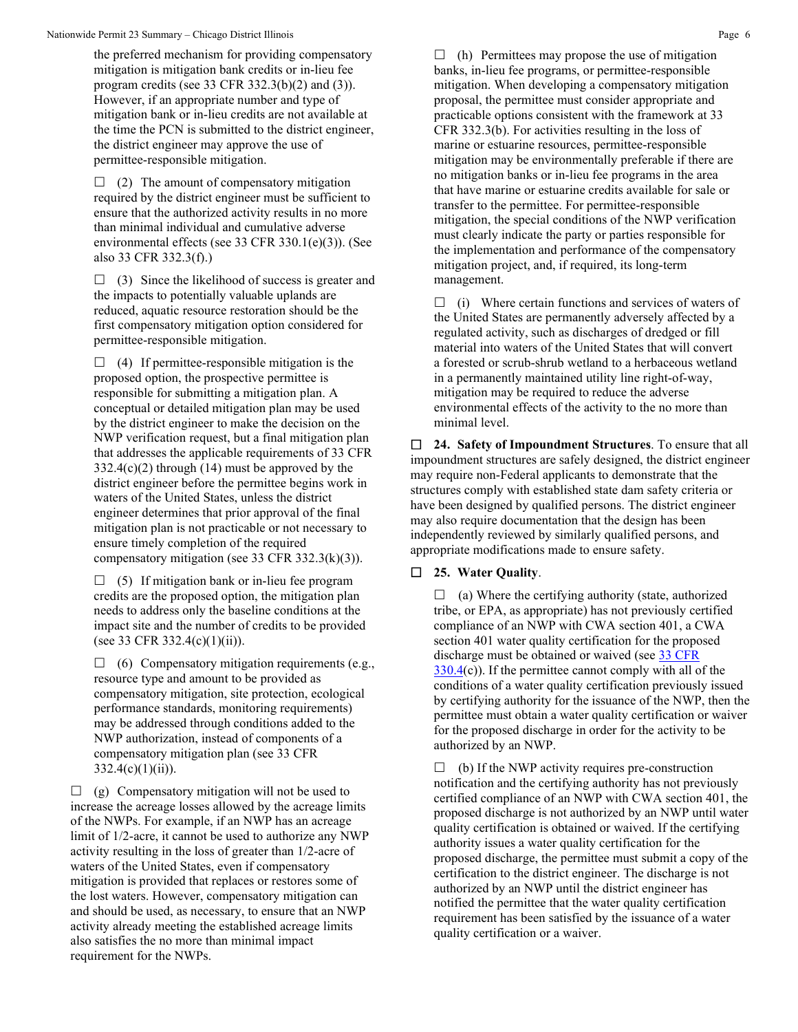the preferred mechanism for providing compensatory mitigation is mitigation bank credits or in-lieu fee program credits (see 33 CFR 332.3(b)(2) and (3)). However, if an appropriate number and type of mitigation bank or in-lieu credits are not available at the time the PCN is submitted to the district engineer, the district engineer may approve the use of permittee-responsible mitigation.

☐ (2) The amount of compensatory mitigation required by the district engineer must be sufficient to ensure that the authorized activity results in no more than minimal individual and cumulative adverse environmental effects (see 33 CFR 330.1(e)(3)). (See also 33 CFR 332.3(f).)

☐ (3) Since the likelihood of success is greater and the impacts to potentially valuable uplands are reduced, aquatic resource restoration should be the first compensatory mitigation option considered for permittee-responsible mitigation.

☐ (4) If permittee-responsible mitigation is the proposed option, the prospective permittee is responsible for submitting a mitigation plan. A conceptual or detailed mitigation plan may be used by the district engineer to make the decision on the NWP verification request, but a final mitigation plan that addresses the applicable requirements of 33 CFR 332.4(c)(2) through (14) must be approved by the district engineer before the permittee begins work in waters of the United States, unless the district engineer determines that prior approval of the final mitigation plan is not practicable or not necessary to ensure timely completion of the required compensatory mitigation (see 33 CFR 332.3(k)(3)).

☐ (5) If mitigation bank or in-lieu fee program credits are the proposed option, the mitigation plan needs to address only the baseline conditions at the impact site and the number of credits to be provided (see 33 CFR 332.4(c)(1)(ii)).

☐ (6) Compensatory mitigation requirements (e.g., resource type and amount to be provided as compensatory mitigation, site protection, ecological performance standards, monitoring requirements) may be addressed through conditions added to the NWP authorization, instead of components of a compensatory mitigation plan (see 33 CFR 332.4(c)(1)(ii)).

☐ (g) Compensatory mitigation will not be used to increase the acreage losses allowed by the acreage limits of the NWPs. For example, if an NWP has an acreage limit of 1/2-acre, it cannot be used to authorize any NWP activity resulting in the loss of greater than 1/2-acre of waters of the United States, even if compensatory mitigation is provided that replaces or restores some of the lost waters. However, compensatory mitigation can and should be used, as necessary, to ensure that an NWP activity already meeting the established acreage limits also satisfies the no more than minimal impact requirement for the NWPs.

☐ (h) Permittees may propose the use of mitigation banks, in-lieu fee programs, or permittee-responsible mitigation. When developing a compensatory mitigation proposal, the permittee must consider appropriate and practicable options consistent with the framework at 33 CFR 332.3(b). For activities resulting in the loss of marine or estuarine resources, permittee-responsible mitigation may be environmentally preferable if there are no mitigation banks or in-lieu fee programs in the area that have marine or estuarine credits available for sale or transfer to the permittee. For permittee-responsible mitigation, the special conditions of the NWP verification must clearly indicate the party or parties responsible for the implementation and performance of the compensatory mitigation project, and, if required, its long-term management.

☐ (i) Where certain functions and services of waters of the United States are permanently adversely affected by a regulated activity, such as discharges of dredged or fill material into waters of the United States that will convert a forested or scrub-shrub wetland to a herbaceous wetland in a permanently maintained utility line right-of-way, mitigation may be required to reduce the adverse environmental effects of the activity to the no more than minimal level.

☐ **24. Safety of Impoundment Structures**. To ensure that all impoundment structures are safely designed, the district engineer may require non-Federal applicants to demonstrate that the structures comply with established state dam safety criteria or have been designed by qualified persons. The district engineer may also require documentation that the design has been independently reviewed by similarly qualified persons, and appropriate modifications made to ensure safety.

☐ **25. Water Quality**.

☐ (a) Where the certifying authority (state, authorized tribe, or EPA, as appropriate) has not previously certified compliance of an NWP with CWA section 401, a CWA section 401 water quality certification for the proposed discharge must be obtained or waived (see 33 CFR 330.4(c)). If the permittee cannot comply with all of the conditions of a water quality certification previously issued by certifying authority for the issuance of the NWP, then the permittee must obtain a water quality certification or waiver for the proposed discharge in order for the activity to be authorized by an NWP.

☐ (b) If the NWP activity requires pre-construction notification and the certifying authority has not previously certified compliance of an NWP with CWA section 401, the proposed discharge is not authorized by an NWP until water quality certification is obtained or waived. If the certifying authority issues a water quality certification for the proposed discharge, the permittee must submit a copy of the certification to the district engineer. The discharge is not authorized by an NWP until the district engineer has notified the permittee that the water quality certification requirement has been satisfied by the issuance of a water quality certification or a waiver.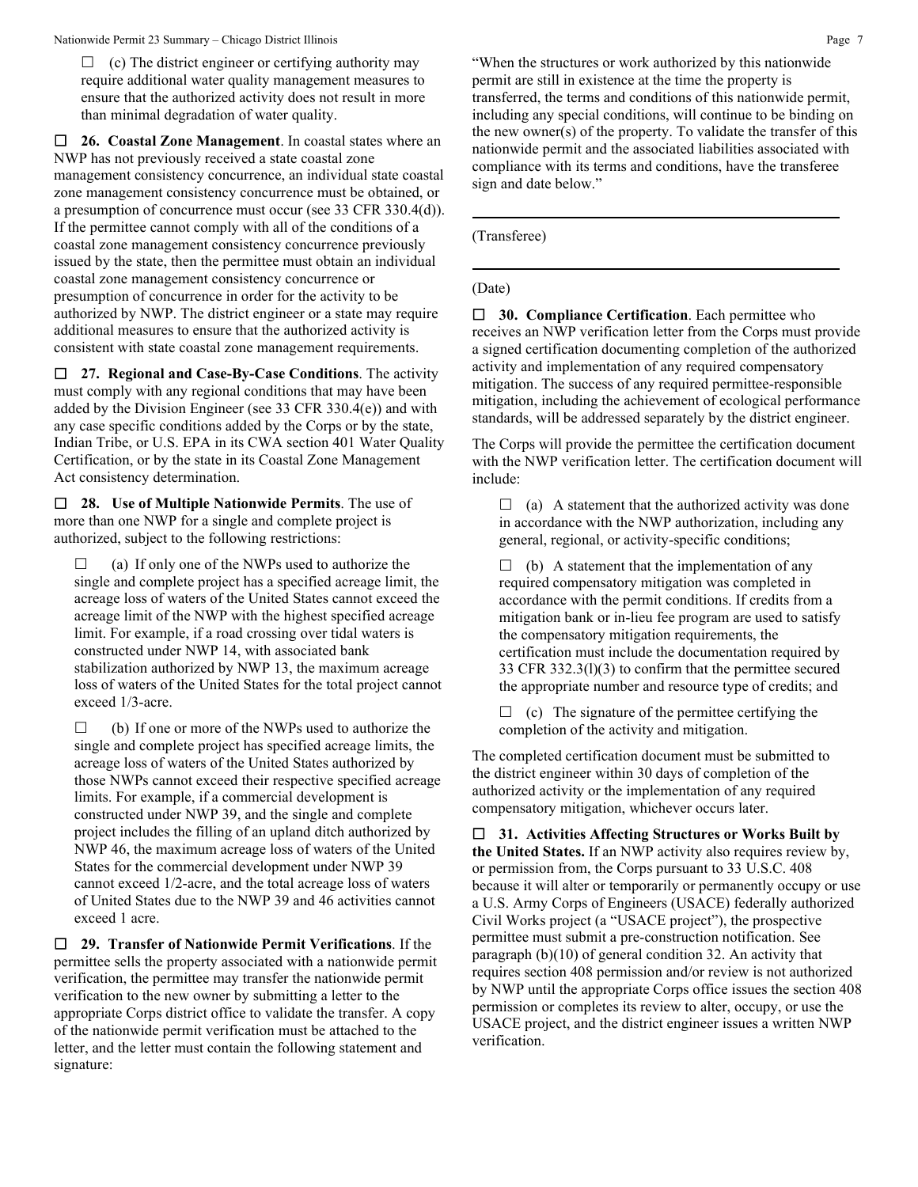☐ (c) The district engineer or certifying authority may require additional water quality management measures to ensure that the authorized activity does not result in more than minimal degradation of water quality.

☐ **26. Coastal Zone Management**. In coastal states where an NWP has not previously received a state coastal zone management consistency concurrence, an individual state coastal zone management consistency concurrence must be obtained, or a presumption of concurrence must occur (see 33 CFR 330.4(d)). If the permittee cannot comply with all of the conditions of a coastal zone management consistency concurrence previously issued by the state, then the permittee must obtain an individual coastal zone management consistency concurrence or presumption of concurrence in order for the activity to be authorized by NWP. The district engineer or a state may require additional measures to ensure that the authorized activity is consistent with state coastal zone management requirements.

☐ **27. Regional and Case-By-Case Conditions**. The activity must comply with any regional conditions that may have been added by the Division Engineer (see 33 CFR 330.4(e)) and with any case specific conditions added by the Corps or by the state, Indian Tribe, or U.S. EPA in its CWA section 401 Water Quality Certification, or by the state in its Coastal Zone Management Act consistency determination.

☐ **28. Use of Multiple Nationwide Permits**. The use of more than one NWP for a single and complete project is authorized, subject to the following restrictions:

☐ (a) If only one of the NWPs used to authorize the single and complete project has a specified acreage limit, the acreage loss of waters of the United States cannot exceed the acreage limit of the NWP with the highest specified acreage limit. For example, if a road crossing over tidal waters is constructed under NWP 14, with associated bank stabilization authorized by NWP 13, the maximum acreage loss of waters of the United States for the total project cannot exceed 1/3-acre.

☐ (b) If one or more of the NWPs used to authorize the single and complete project has specified acreage limits, the acreage loss of waters of the United States authorized by those NWPs cannot exceed their respective specified acreage limits. For example, if a commercial development is constructed under NWP 39, and the single and complete project includes the filling of an upland ditch authorized by NWP 46, the maximum acreage loss of waters of the United States for the commercial development under NWP 39 cannot exceed 1/2-acre, and the total acreage loss of waters of United States due to the NWP 39 and 46 activities cannot exceed 1 acre.

☐ **29. Transfer of Nationwide Permit Verifications**. If the permittee sells the property associated with a nationwide permit verification, the permittee may transfer the nationwide permit verification to the new owner by submitting a letter to the appropriate Corps district office to validate the transfer. A copy of the nationwide permit verification must be attached to the letter, and the letter must contain the following statement and signature:

"When the structures or work authorized by this nationwide permit are still in existence at the time the property is transferred, the terms and conditions of this nationwide permit, including any special conditions, will continue to be binding on the new owner(s) of the property. To validate the transfer of this nationwide permit and the associated liabilities associated with compliance with its terms and conditions, have the transferee sign and date below."

_______________________________________

(Transferee)

_______________________________________

(Date)

☐ **30. Compliance Certification**. Each permittee who receives an NWP verification letter from the Corps must provide a signed certification documenting completion of the authorized activity and implementation of any required compensatory mitigation. The success of any required permittee-responsible mitigation, including the achievement of ecological performance standards, will be addressed separately by the district engineer.

The Corps will provide the permittee the certification document with the NWP verification letter. The certification document will include:

☐ (a) A statement that the authorized activity was done in accordance with the NWP authorization, including any general, regional, or activity-specific conditions;

☐ (b) A statement that the implementation of any required compensatory mitigation was completed in accordance with the permit conditions. If credits from a mitigation bank or in-lieu fee program are used to satisfy the compensatory mitigation requirements, the certification must include the documentation required by 33 CFR 332.3(l)(3) to confirm that the permittee secured the appropriate number and resource type of credits; and

☐ (c) The signature of the permittee certifying the completion of the activity and mitigation.

The completed certification document must be submitted to the district engineer within 30 days of completion of the authorized activity or the implementation of any required compensatory mitigation, whichever occurs later.

☐ **31. Activities Affecting Structures or Works Built by the United States.** If an NWP activity also requires review by, or permission from, the Corps pursuant to 33 U.S.C. 408 because it will alter or temporarily or permanently occupy or use a U.S. Army Corps of Engineers (USACE) federally authorized Civil Works project (a "USACE project"), the prospective permittee must submit a pre-construction notification. See paragraph (b)(10) of general condition 32. An activity that requires section 408 permission and/or review is not authorized by NWP until the appropriate Corps office issues the section 408 permission or completes its review to alter, occupy, or use the USACE project, and the district engineer issues a written NWP verification.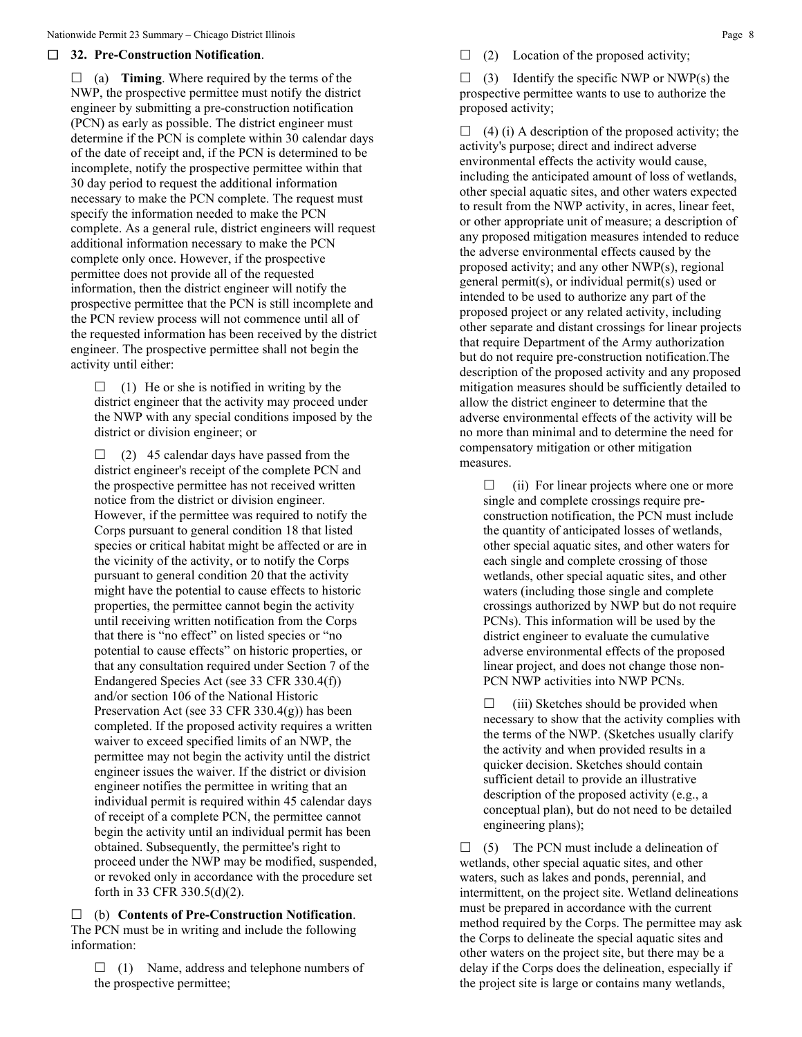☐ **32. Pre-Construction Notification**.

☐ (a) **Timing**. Where required by the terms of the NWP, the prospective permittee must notify the district engineer by submitting a pre-construction notification (PCN) as early as possible. The district engineer must determine if the PCN is complete within 30 calendar days of the date of receipt and, if the PCN is determined to be incomplete, notify the prospective permittee within that 30 day period to request the additional information necessary to make the PCN complete. The request must specify the information needed to make the PCN complete. As a general rule, district engineers will request additional information necessary to make the PCN complete only once. However, if the prospective permittee does not provide all of the requested information, then the district engineer will notify the prospective permittee that the PCN is still incomplete and the PCN review process will not commence until all of the requested information has been received by the district engineer. The prospective permittee shall not begin the activity until either:

☐ (1) He or she is notified in writing by the district engineer that the activity may proceed under the NWP with any special conditions imposed by the district or division engineer; or

☐ (2) 45 calendar days have passed from the district engineer's receipt of the complete PCN and the prospective permittee has not received written notice from the district or division engineer. However, if the permittee was required to notify the Corps pursuant to general condition 18 that listed species or critical habitat might be affected or are in the vicinity of the activity, or to notify the Corps pursuant to general condition 20 that the activity might have the potential to cause effects to historic properties, the permittee cannot begin the activity until receiving written notification from the Corps that there is "no effect" on listed species or "no potential to cause effects" on historic properties, or that any consultation required under Section 7 of the Endangered Species Act (see 33 CFR 330.4(f)) and/or section 106 of the National Historic Preservation Act (see 33 CFR 330.4(g)) has been completed. If the proposed activity requires a written waiver to exceed specified limits of an NWP, the permittee may not begin the activity until the district engineer issues the waiver. If the district or division engineer notifies the permittee in writing that an individual permit is required within 45 calendar days of receipt of a complete PCN, the permittee cannot begin the activity until an individual permit has been obtained. Subsequently, the permittee's right to proceed under the NWP may be modified, suspended, or revoked only in accordance with the procedure set forth in 33 CFR 330.5(d)(2).

☐ (b) **Contents of Pre-Construction Notification**. The PCN must be in writing and include the following information:

☐ (1) Name, address and telephone numbers of the prospective permittee;

☐ (2) Location of the proposed activity;

☐ (3) Identify the specific NWP or NWP(s) the prospective permittee wants to use to authorize the proposed activity;

☐ (4) (i) A description of the proposed activity; the activity's purpose; direct and indirect adverse environmental effects the activity would cause, including the anticipated amount of loss of wetlands, other special aquatic sites, and other waters expected to result from the NWP activity, in acres, linear feet, or other appropriate unit of measure; a description of any proposed mitigation measures intended to reduce the adverse environmental effects caused by the proposed activity; and any other NWP(s), regional general permit(s), or individual permit(s) used or intended to be used to authorize any part of the proposed project or any related activity, including other separate and distant crossings for linear projects that require Department of the Army authorization but do not require pre-construction notification.The description of the proposed activity and any proposed mitigation measures should be sufficiently detailed to allow the district engineer to determine that the adverse environmental effects of the activity will be no more than minimal and to determine the need for compensatory mitigation or other mitigation measures.

☐ (ii) For linear projects where one or more single and complete crossings require pre-construction notification, the PCN must include the quantity of anticipated losses of wetlands, other special aquatic sites, and other waters for each single and complete crossing of those wetlands, other special aquatic sites, and other waters (including those single and complete crossings authorized by NWP but do not require PCNs). This information will be used by the district engineer to evaluate the cumulative adverse environmental effects of the proposed linear project, and does not change those non-PCN NWP activities into NWP PCNs.

☐ (iii) Sketches should be provided when necessary to show that the activity complies with the terms of the NWP. (Sketches usually clarify the activity and when provided results in a quicker decision. Sketches should contain sufficient detail to provide an illustrative description of the proposed activity (e.g., a conceptual plan), but do not need to be detailed engineering plans);

☐ (5) The PCN must include a delineation of wetlands, other special aquatic sites, and other waters, such as lakes and ponds, perennial, and intermittent, on the project site. Wetland delineations must be prepared in accordance with the current method required by the Corps. The permittee may ask the Corps to delineate the special aquatic sites and other waters on the project site, but there may be a delay if the Corps does the delineation, especially if the project site is large or contains many wetlands,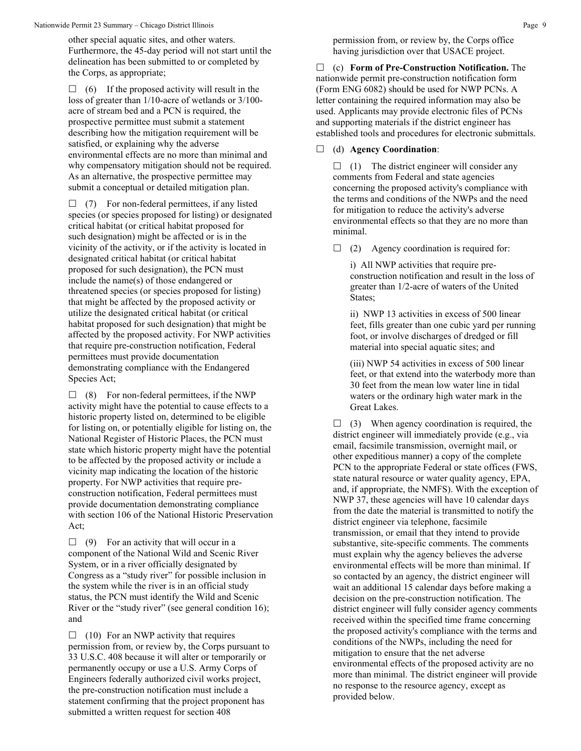other special aquatic sites, and other waters. Furthermore, the 45-day period will not start until the delineation has been submitted to or completed by the Corps, as appropriate;

☐ (6) If the proposed activity will result in the loss of greater than 1/10-acre of wetlands or 3/100-acre of stream bed and a PCN is required, the prospective permittee must submit a statement describing how the mitigation requirement will be satisfied, or explaining why the adverse environmental effects are no more than minimal and why compensatory mitigation should not be required. As an alternative, the prospective permittee may submit a conceptual or detailed mitigation plan.

☐ (7) For non-federal permittees, if any listed species (or species proposed for listing) or designated critical habitat (or critical habitat proposed for such designation) might be affected or is in the vicinity of the activity, or if the activity is located in designated critical habitat (or critical habitat proposed for such designation), the PCN must include the name(s) of those endangered or threatened species (or species proposed for listing) that might be affected by the proposed activity or utilize the designated critical habitat (or critical habitat proposed for such designation) that might be affected by the proposed activity. For NWP activities that require pre-construction notification, Federal permittees must provide documentation demonstrating compliance with the Endangered Species Act;

☐ (8) For non-federal permittees, if the NWP activity might have the potential to cause effects to a historic property listed on, determined to be eligible for listing on, or potentially eligible for listing on, the National Register of Historic Places, the PCN must state which historic property might have the potential to be affected by the proposed activity or include a vicinity map indicating the location of the historic property. For NWP activities that require pre-construction notification, Federal permittees must provide documentation demonstrating compliance with section 106 of the National Historic Preservation Act;

☐ (9) For an activity that will occur in a component of the National Wild and Scenic River System, or in a river officially designated by Congress as a "study river" for possible inclusion in the system while the river is in an official study status, the PCN must identify the Wild and Scenic River or the "study river" (see general condition 16); and

☐ (10) For an NWP activity that requires permission from, or review by, the Corps pursuant to 33 U.S.C. 408 because it will alter or temporarily or permanently occupy or use a U.S. Army Corps of Engineers federally authorized civil works project, the pre-construction notification must include a statement confirming that the project proponent has submitted a written request for section 408 permission from, or review by, the Corps office having jurisdiction over that USACE project.

☐ (c) **Form of Pre-Construction Notification.** The nationwide permit pre-construction notification form (Form ENG 6082) should be used for NWP PCNs. A letter containing the required information may also be used. Applicants may provide electronic files of PCNs and supporting materials if the district engineer has established tools and procedures for electronic submittals.

☐ (d) **Agency Coordination**:

☐ (1) The district engineer will consider any comments from Federal and state agencies concerning the proposed activity's compliance with the terms and conditions of the NWPs and the need for mitigation to reduce the activity's adverse environmental effects so that they are no more than minimal.

☐ (2) Agency coordination is required for:

i) All NWP activities that require pre-construction notification and result in the loss of greater than 1/2-acre of waters of the United States;

ii) NWP 13 activities in excess of 500 linear feet, fills greater than one cubic yard per running foot, or involve discharges of dredged or fill material into special aquatic sites; and

(iii) NWP 54 activities in excess of 500 linear feet, or that extend into the waterbody more than 30 feet from the mean low water line in tidal waters or the ordinary high water mark in the Great Lakes.

☐ (3) When agency coordination is required, the district engineer will immediately provide (e.g., via email, facsimile transmission, overnight mail, or other expeditious manner) a copy of the complete PCN to the appropriate Federal or state offices (FWS, state natural resource or water quality agency, EPA, and, if appropriate, the NMFS). With the exception of NWP 37, these agencies will have 10 calendar days from the date the material is transmitted to notify the district engineer via telephone, facsimile transmission, or email that they intend to provide substantive, site-specific comments. The comments must explain why the agency believes the adverse environmental effects will be more than minimal. If so contacted by an agency, the district engineer will wait an additional 15 calendar days before making a decision on the pre-construction notification. The district engineer will fully consider agency comments received within the specified time frame concerning the proposed activity's compliance with the terms and conditions of the NWPs, including the need for mitigation to ensure that the net adverse environmental effects of the proposed activity are no more than minimal. The district engineer will provide no response to the resource agency, except as provided below.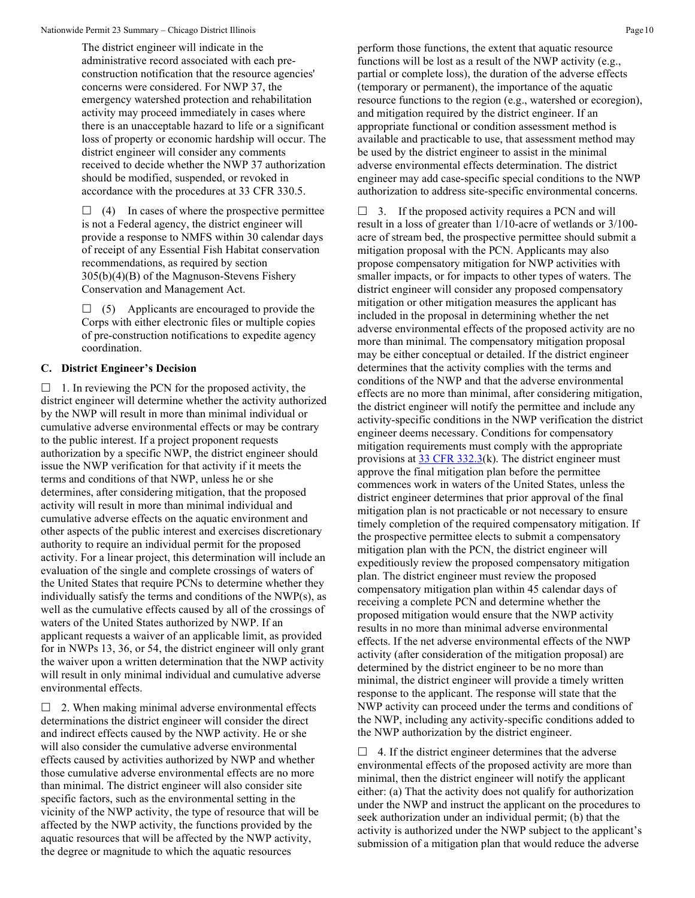The district engineer will indicate in the administrative record associated with each pre-construction notification that the resource agencies' concerns were considered. For NWP 37, the emergency watershed protection and rehabilitation activity may proceed immediately in cases where there is an unacceptable hazard to life or a significant loss of property or economic hardship will occur. The district engineer will consider any comments received to decide whether the NWP 37 authorization should be modified, suspended, or revoked in accordance with the procedures at 33 CFR 330.5.

☐ (4) In cases of where the prospective permittee is not a Federal agency, the district engineer will provide a response to NMFS within 30 calendar days of receipt of any Essential Fish Habitat conservation recommendations, as required by section 305(b)(4)(B) of the Magnuson-Stevens Fishery Conservation and Management Act.

☐ (5) Applicants are encouraged to provide the Corps with either electronic files or multiple copies of pre-construction notifications to expedite agency coordination.

### C. District Engineer's Decision

☐ 1. In reviewing the PCN for the proposed activity, the district engineer will determine whether the activity authorized by the NWP will result in more than minimal individual or cumulative adverse environmental effects or may be contrary to the public interest. If a project proponent requests authorization by a specific NWP, the district engineer should issue the NWP verification for that activity if it meets the terms and conditions of that NWP, unless he or she determines, after considering mitigation, that the proposed activity will result in more than minimal individual and cumulative adverse effects on the aquatic environment and other aspects of the public interest and exercises discretionary authority to require an individual permit for the proposed activity. For a linear project, this determination will include an evaluation of the single and complete crossings of waters of the United States that require PCNs to determine whether they individually satisfy the terms and conditions of the NWP(s), as well as the cumulative effects caused by all of the crossings of waters of the United States authorized by NWP. If an applicant requests a waiver of an applicable limit, as provided for in NWPs 13, 36, or 54, the district engineer will only grant the waiver upon a written determination that the NWP activity will result in only minimal individual and cumulative adverse environmental effects.

☐ 2. When making minimal adverse environmental effects determinations the district engineer will consider the direct and indirect effects caused by the NWP activity. He or she will also consider the cumulative adverse environmental effects caused by activities authorized by NWP and whether those cumulative adverse environmental effects are no more than minimal. The district engineer will also consider site specific factors, such as the environmental setting in the vicinity of the NWP activity, the type of resource that will be affected by the NWP activity, the functions provided by the aquatic resources that will be affected by the NWP activity, the degree or magnitude to which the aquatic resources perform those functions, the extent that aquatic resource functions will be lost as a result of the NWP activity (e.g., partial or complete loss), the duration of the adverse effects (temporary or permanent), the importance of the aquatic resource functions to the region (e.g., watershed or ecoregion), and mitigation required by the district engineer. If an appropriate functional or condition assessment method is available and practicable to use, that assessment method may be used by the district engineer to assist in the minimal adverse environmental effects determination. The district engineer may add case-specific special conditions to the NWP authorization to address site-specific environmental concerns.

☐ 3. If the proposed activity requires a PCN and will result in a loss of greater than 1/10-acre of wetlands or 3/100-acre of stream bed, the prospective permittee should submit a mitigation proposal with the PCN. Applicants may also propose compensatory mitigation for NWP activities with smaller impacts, or for impacts to other types of waters. The district engineer will consider any proposed compensatory mitigation or other mitigation measures the applicant has included in the proposal in determining whether the net adverse environmental effects of the proposed activity are no more than minimal. The compensatory mitigation proposal may be either conceptual or detailed. If the district engineer determines that the activity complies with the terms and conditions of the NWP and that the adverse environmental effects are no more than minimal, after considering mitigation, the district engineer will notify the permittee and include any activity-specific conditions in the NWP verification the district engineer deems necessary. Conditions for compensatory mitigation requirements must comply with the appropriate provisions at 33 CFR 332.3(k). The district engineer must approve the final mitigation plan before the permittee commences work in waters of the United States, unless the district engineer determines that prior approval of the final mitigation plan is not practicable or not necessary to ensure timely completion of the required compensatory mitigation. If the prospective permittee elects to submit a compensatory mitigation plan with the PCN, the district engineer will expeditiously review the proposed compensatory mitigation plan. The district engineer must review the proposed compensatory mitigation plan within 45 calendar days of receiving a complete PCN and determine whether the proposed mitigation would ensure that the NWP activity results in no more than minimal adverse environmental effects. If the net adverse environmental effects of the NWP activity (after consideration of the mitigation proposal) are determined by the district engineer to be no more than minimal, the district engineer will provide a timely written response to the applicant. The response will state that the NWP activity can proceed under the terms and conditions of the NWP, including any activity-specific conditions added to the NWP authorization by the district engineer.

☐ 4. If the district engineer determines that the adverse environmental effects of the proposed activity are more than minimal, then the district engineer will notify the applicant either: (a) That the activity does not qualify for authorization under the NWP and instruct the applicant on the procedures to seek authorization under an individual permit; (b) that the activity is authorized under the NWP subject to the applicant's submission of a mitigation plan that would reduce the adverse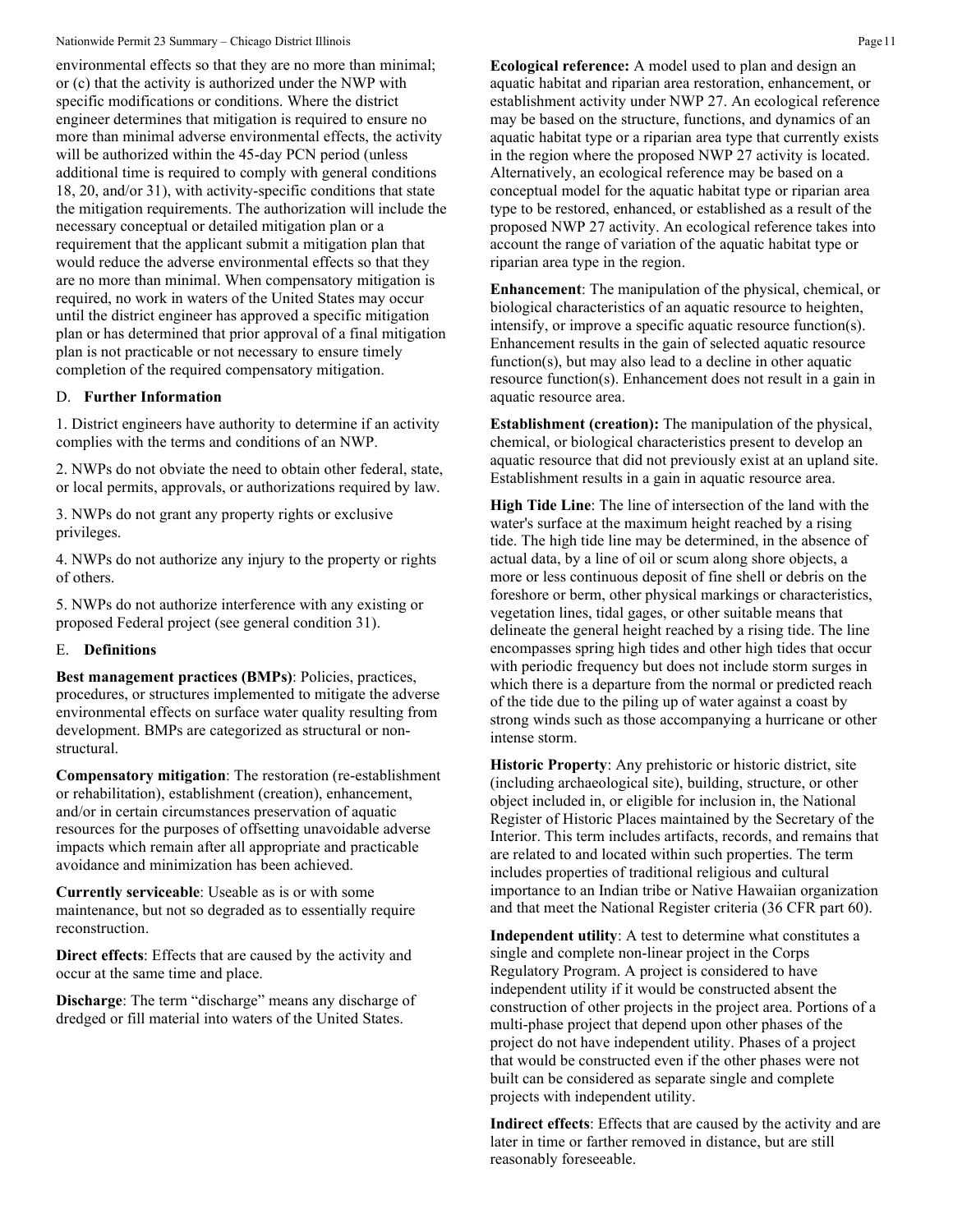environmental effects so that they are no more than minimal; or (c) that the activity is authorized under the NWP with specific modifications or conditions. Where the district engineer determines that mitigation is required to ensure no more than minimal adverse environmental effects, the activity will be authorized within the 45-day PCN period (unless additional time is required to comply with general conditions 18, 20, and/or 31), with activity-specific conditions that state the mitigation requirements. The authorization will include the necessary conceptual or detailed mitigation plan or a requirement that the applicant submit a mitigation plan that would reduce the adverse environmental effects so that they are no more than minimal. When compensatory mitigation is required, no work in waters of the United States may occur until the district engineer has approved a specific mitigation plan or has determined that prior approval of a final mitigation plan is not practicable or not necessary to ensure timely completion of the required compensatory mitigation.

### D. Further Information

1. District engineers have authority to determine if an activity complies with the terms and conditions of an NWP.

2. NWPs do not obviate the need to obtain other federal, state, or local permits, approvals, or authorizations required by law.

3. NWPs do not grant any property rights or exclusive privileges.

4. NWPs do not authorize any injury to the property or rights of others.

5. NWPs do not authorize interference with any existing or proposed Federal project (see general condition 31).

### E. Definitions

**Best management practices (BMPs)**: Policies, practices, procedures, or structures implemented to mitigate the adverse environmental effects on surface water quality resulting from development. BMPs are categorized as structural or non-structural.

**Compensatory mitigation**: The restoration (re-establishment or rehabilitation), establishment (creation), enhancement, and/or in certain circumstances preservation of aquatic resources for the purposes of offsetting unavoidable adverse impacts which remain after all appropriate and practicable avoidance and minimization has been achieved.

**Currently serviceable**: Useable as is or with some maintenance, but not so degraded as to essentially require reconstruction.

**Direct effects**: Effects that are caused by the activity and occur at the same time and place.

**Discharge**: The term "discharge" means any discharge of dredged or fill material into waters of the United States.

**Ecological reference:** A model used to plan and design an aquatic habitat and riparian area restoration, enhancement, or establishment activity under NWP 27. An ecological reference may be based on the structure, functions, and dynamics of an aquatic habitat type or a riparian area type that currently exists in the region where the proposed NWP 27 activity is located. Alternatively, an ecological reference may be based on a conceptual model for the aquatic habitat type or riparian area type to be restored, enhanced, or established as a result of the proposed NWP 27 activity. An ecological reference takes into account the range of variation of the aquatic habitat type or riparian area type in the region.

**Enhancement**: The manipulation of the physical, chemical, or biological characteristics of an aquatic resource to heighten, intensify, or improve a specific aquatic resource function(s). Enhancement results in the gain of selected aquatic resource function(s), but may also lead to a decline in other aquatic resource function(s). Enhancement does not result in a gain in aquatic resource area.

**Establishment (creation):** The manipulation of the physical, chemical, or biological characteristics present to develop an aquatic resource that did not previously exist at an upland site. Establishment results in a gain in aquatic resource area.

**High Tide Line**: The line of intersection of the land with the water's surface at the maximum height reached by a rising tide. The high tide line may be determined, in the absence of actual data, by a line of oil or scum along shore objects, a more or less continuous deposit of fine shell or debris on the foreshore or berm, other physical markings or characteristics, vegetation lines, tidal gages, or other suitable means that delineate the general height reached by a rising tide. The line encompasses spring high tides and other high tides that occur with periodic frequency but does not include storm surges in which there is a departure from the normal or predicted reach of the tide due to the piling up of water against a coast by strong winds such as those accompanying a hurricane or other intense storm.

**Historic Property**: Any prehistoric or historic district, site (including archaeological site), building, structure, or other object included in, or eligible for inclusion in, the National Register of Historic Places maintained by the Secretary of the Interior. This term includes artifacts, records, and remains that are related to and located within such properties. The term includes properties of traditional religious and cultural importance to an Indian tribe or Native Hawaiian organization and that meet the National Register criteria (36 CFR part 60).

**Independent utility**: A test to determine what constitutes a single and complete non-linear project in the Corps Regulatory Program. A project is considered to have independent utility if it would be constructed absent the construction of other projects in the project area. Portions of a multi-phase project that depend upon other phases of the project do not have independent utility. Phases of a project that would be constructed even if the other phases were not built can be considered as separate single and complete projects with independent utility.

**Indirect effects**: Effects that are caused by the activity and are later in time or farther removed in distance, but are still reasonably foreseeable.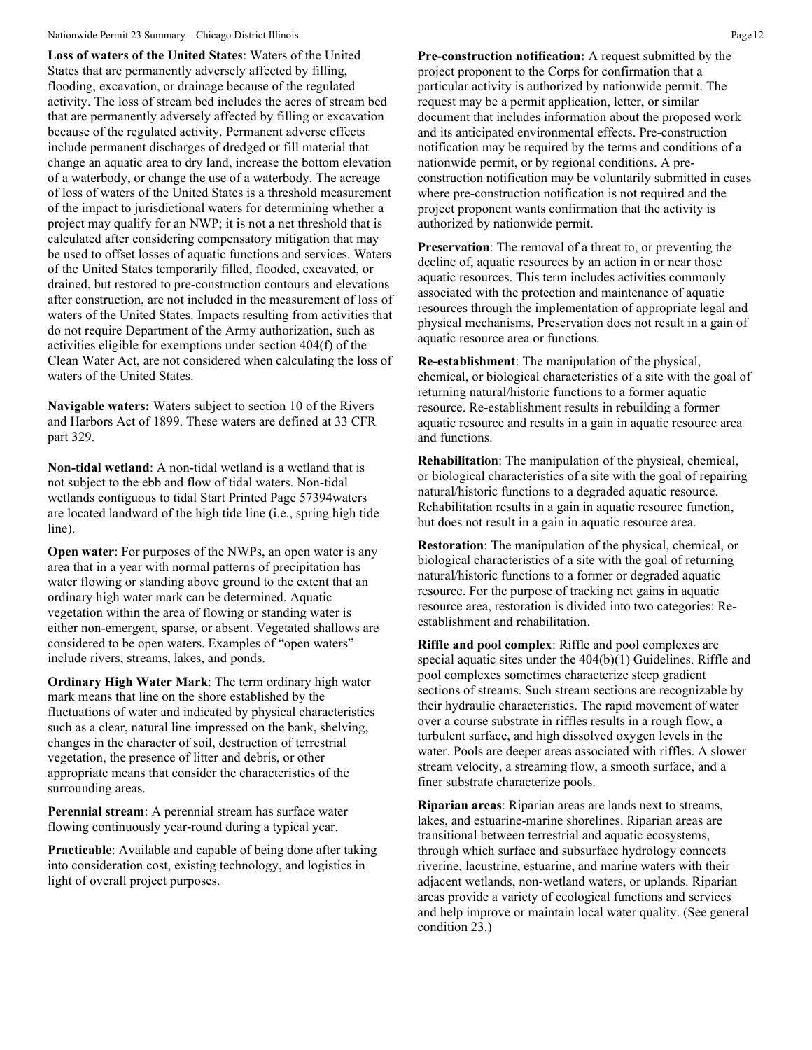**Loss of waters of the United States**: Waters of the United States that are permanently adversely affected by filling, flooding, excavation, or drainage because of the regulated activity. The loss of stream bed includes the acres of stream bed that are permanently adversely affected by filling or excavation because of the regulated activity. Permanent adverse effects include permanent discharges of dredged or fill material that change an aquatic area to dry land, increase the bottom elevation of a waterbody, or change the use of a waterbody. The acreage of loss of waters of the United States is a threshold measurement of the impact to jurisdictional waters for determining whether a project may qualify for an NWP; it is not a net threshold that is calculated after considering compensatory mitigation that may be used to offset losses of aquatic functions and services. Waters of the United States temporarily filled, flooded, excavated, or drained, but restored to pre-construction contours and elevations after construction, are not included in the measurement of loss of waters of the United States. Impacts resulting from activities that do not require Department of the Army authorization, such as activities eligible for exemptions under section 404(f) of the Clean Water Act, are not considered when calculating the loss of waters of the United States.

**Navigable waters:** Waters subject to section 10 of the Rivers and Harbors Act of 1899. These waters are defined at 33 CFR part 329.

**Non-tidal wetland**: A non-tidal wetland is a wetland that is not subject to the ebb and flow of tidal waters. Non-tidal wetlands contiguous to tidal Start Printed Page 57394waters are located landward of the high tide line (i.e., spring high tide line).

**Open water**: For purposes of the NWPs, an open water is any area that in a year with normal patterns of precipitation has water flowing or standing above ground to the extent that an ordinary high water mark can be determined. Aquatic vegetation within the area of flowing or standing water is either non-emergent, sparse, or absent. Vegetated shallows are considered to be open waters. Examples of "open waters" include rivers, streams, lakes, and ponds.

**Ordinary High Water Mark**: The term ordinary high water mark means that line on the shore established by the fluctuations of water and indicated by physical characteristics such as a clear, natural line impressed on the bank, shelving, changes in the character of soil, destruction of terrestrial vegetation, the presence of litter and debris, or other appropriate means that consider the characteristics of the surrounding areas.

**Perennial stream**: A perennial stream has surface water flowing continuously year-round during a typical year.

**Practicable**: Available and capable of being done after taking into consideration cost, existing technology, and logistics in light of overall project purposes.

**Pre-construction notification:** A request submitted by the project proponent to the Corps for confirmation that a particular activity is authorized by nationwide permit. The request may be a permit application, letter, or similar document that includes information about the proposed work and its anticipated environmental effects. Pre-construction notification may be required by the terms and conditions of a nationwide permit, or by regional conditions. A pre-construction notification may be voluntarily submitted in cases where pre-construction notification is not required and the project proponent wants confirmation that the activity is authorized by nationwide permit.

**Preservation**: The removal of a threat to, or preventing the decline of, aquatic resources by an action in or near those aquatic resources. This term includes activities commonly associated with the protection and maintenance of aquatic resources through the implementation of appropriate legal and physical mechanisms. Preservation does not result in a gain of aquatic resource area or functions.

**Re-establishment**: The manipulation of the physical, chemical, or biological characteristics of a site with the goal of returning natural/historic functions to a former aquatic resource. Re-establishment results in rebuilding a former aquatic resource and results in a gain in aquatic resource area and functions.

**Rehabilitation**: The manipulation of the physical, chemical, or biological characteristics of a site with the goal of repairing natural/historic functions to a degraded aquatic resource. Rehabilitation results in a gain in aquatic resource function, but does not result in a gain in aquatic resource area.

**Restoration**: The manipulation of the physical, chemical, or biological characteristics of a site with the goal of returning natural/historic functions to a former or degraded aquatic resource. For the purpose of tracking net gains in aquatic resource area, restoration is divided into two categories: Re-establishment and rehabilitation.

**Riffle and pool complex**: Riffle and pool complexes are special aquatic sites under the 404(b)(1) Guidelines. Riffle and pool complexes sometimes characterize steep gradient sections of streams. Such stream sections are recognizable by their hydraulic characteristics. The rapid movement of water over a course substrate in riffles results in a rough flow, a turbulent surface, and high dissolved oxygen levels in the water. Pools are deeper areas associated with riffles. A slower stream velocity, a streaming flow, a smooth surface, and a finer substrate characterize pools.

**Riparian areas**: Riparian areas are lands next to streams, lakes, and estuarine-marine shorelines. Riparian areas are transitional between terrestrial and aquatic ecosystems, through which surface and subsurface hydrology connects riverine, lacustrine, estuarine, and marine waters with their adjacent wetlands, non-wetland waters, or uplands. Riparian areas provide a variety of ecological functions and services and help improve or maintain local water quality. (See general condition 23.)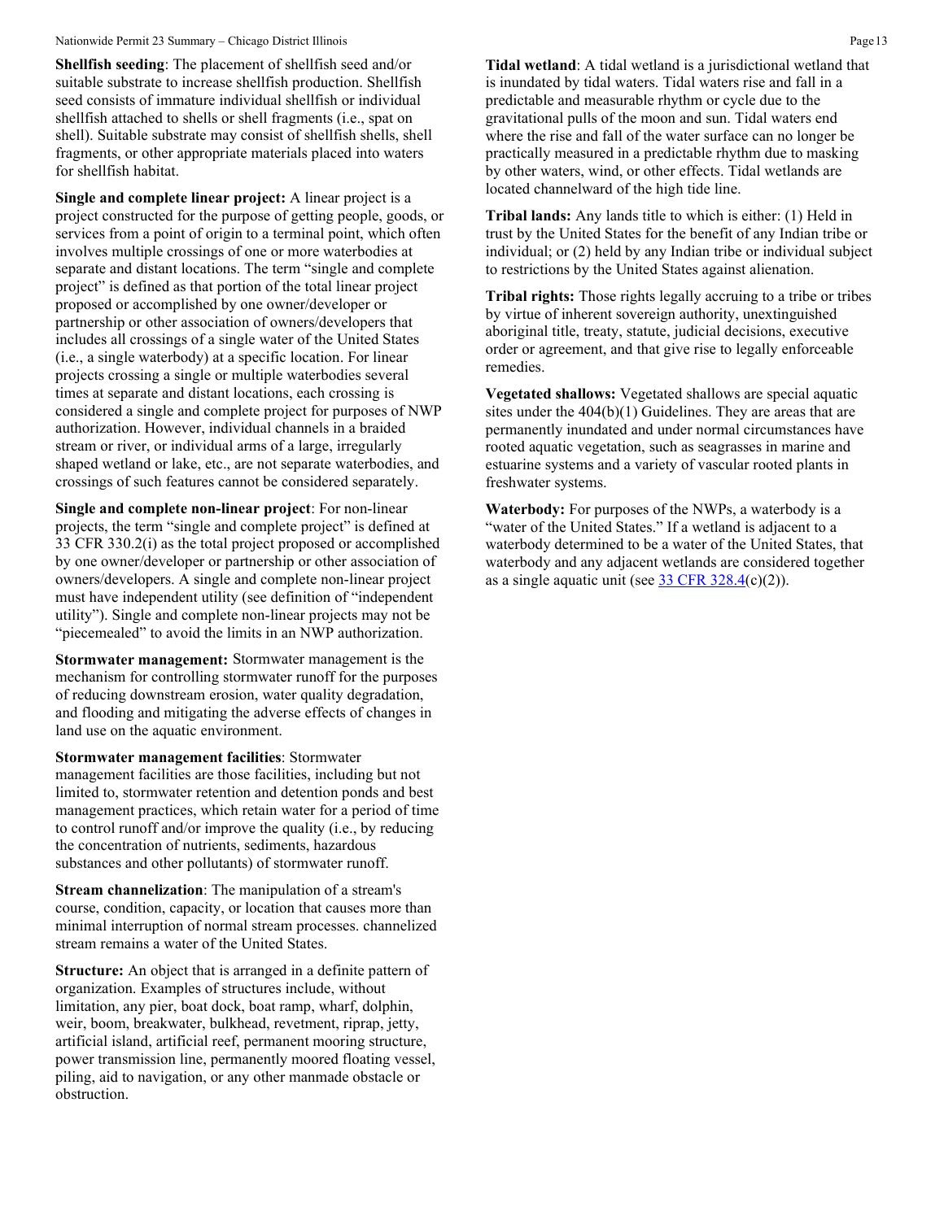**Shellfish seeding**: The placement of shellfish seed and/or suitable substrate to increase shellfish production. Shellfish seed consists of immature individual shellfish or individual shellfish attached to shells or shell fragments (i.e., spat on shell). Suitable substrate may consist of shellfish shells, shell fragments, or other appropriate materials placed into waters for shellfish habitat.

**Single and complete linear project:** A linear project is a project constructed for the purpose of getting people, goods, or services from a point of origin to a terminal point, which often involves multiple crossings of one or more waterbodies at separate and distant locations. The term "single and complete project" is defined as that portion of the total linear project proposed or accomplished by one owner/developer or partnership or other association of owners/developers that includes all crossings of a single water of the United States (i.e., a single waterbody) at a specific location. For linear projects crossing a single or multiple waterbodies several times at separate and distant locations, each crossing is considered a single and complete project for purposes of NWP authorization. However, individual channels in a braided stream or river, or individual arms of a large, irregularly shaped wetland or lake, etc., are not separate waterbodies, and crossings of such features cannot be considered separately.

**Single and complete non-linear project**: For non-linear projects, the term "single and complete project" is defined at 33 CFR 330.2(i) as the total project proposed or accomplished by one owner/developer or partnership or other association of owners/developers. A single and complete non-linear project must have independent utility (see definition of "independent utility"). Single and complete non-linear projects may not be "piecemealed" to avoid the limits in an NWP authorization.

**Stormwater management:** Stormwater management is the mechanism for controlling stormwater runoff for the purposes of reducing downstream erosion, water quality degradation, and flooding and mitigating the adverse effects of changes in land use on the aquatic environment.

**Stormwater management facilities**: Stormwater management facilities are those facilities, including but not limited to, stormwater retention and detention ponds and best management practices, which retain water for a period of time to control runoff and/or improve the quality (i.e., by reducing the concentration of nutrients, sediments, hazardous substances and other pollutants) of stormwater runoff.

**Stream channelization**: The manipulation of a stream's course, condition, capacity, or location that causes more than minimal interruption of normal stream processes. channelized stream remains a water of the United States.

**Structure:** An object that is arranged in a definite pattern of organization. Examples of structures include, without limitation, any pier, boat dock, boat ramp, wharf, dolphin, weir, boom, breakwater, bulkhead, revetment, riprap, jetty, artificial island, artificial reef, permanent mooring structure, power transmission line, permanently moored floating vessel, piling, aid to navigation, or any other manmade obstacle or obstruction.

**Tidal wetland**: A tidal wetland is a jurisdictional wetland that is inundated by tidal waters. Tidal waters rise and fall in a predictable and measurable rhythm or cycle due to the gravitational pulls of the moon and sun. Tidal waters end where the rise and fall of the water surface can no longer be practically measured in a predictable rhythm due to masking by other waters, wind, or other effects. Tidal wetlands are located channelward of the high tide line.

**Tribal lands:** Any lands title to which is either: (1) Held in trust by the United States for the benefit of any Indian tribe or individual; or (2) held by any Indian tribe or individual subject to restrictions by the United States against alienation.

**Tribal rights:** Those rights legally accruing to a tribe or tribes by virtue of inherent sovereign authority, unextinguished aboriginal title, treaty, statute, judicial decisions, executive order or agreement, and that give rise to legally enforceable remedies.

**Vegetated shallows:** Vegetated shallows are special aquatic sites under the 404(b)(1) Guidelines. They are areas that are permanently inundated and under normal circumstances have rooted aquatic vegetation, such as seagrasses in marine and estuarine systems and a variety of vascular rooted plants in freshwater systems.

**Waterbody:** For purposes of the NWPs, a waterbody is a "water of the United States." If a wetland is adjacent to a waterbody determined to be a water of the United States, that waterbody and any adjacent wetlands are considered together as a single aquatic unit (see 33 CFR 328.4(c)(2)).